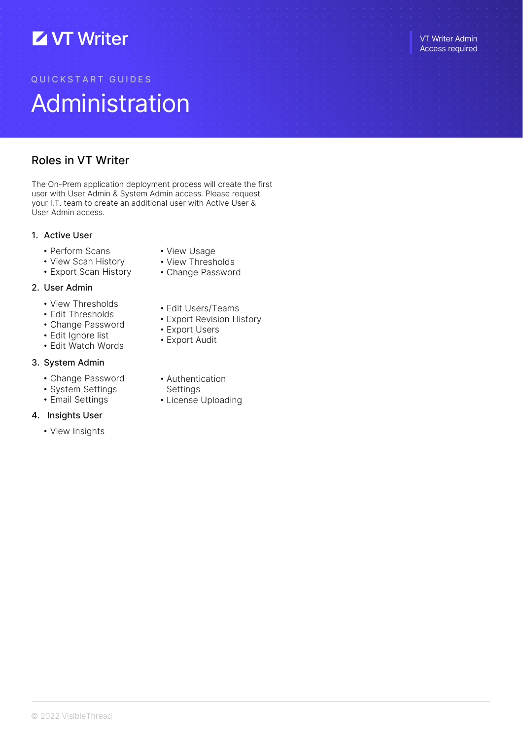VT Writer

VT Writer Admin Access required

QUICKSTART GUIDES

# Administration

## Roles in VT Writer

The On-Prem application deployment process will create the first user with User Admin & System Admin access. Please request your I.T. team to create an additional user with Active User & User Admin access.

1. Active User
   - Perform Scans
   - View Scan History
   - Export Scan History
   - View Usage
   - View Thresholds
   - Change Password
2. User Admin
   - View Thresholds
   - Edit Thresholds
   - Change Password
   - Edit Ignore list
   - Edit Watch Words
   - Edit Users/Teams
   - Export Revision History
   - Export Users
   - Export Audit
3. System Admin
   - Change Password
   - System Settings
   - Email Settings
   - Authentication Settings
   - License Uploading
4. Insights User
   - View Insights

© 2022 VisibleThread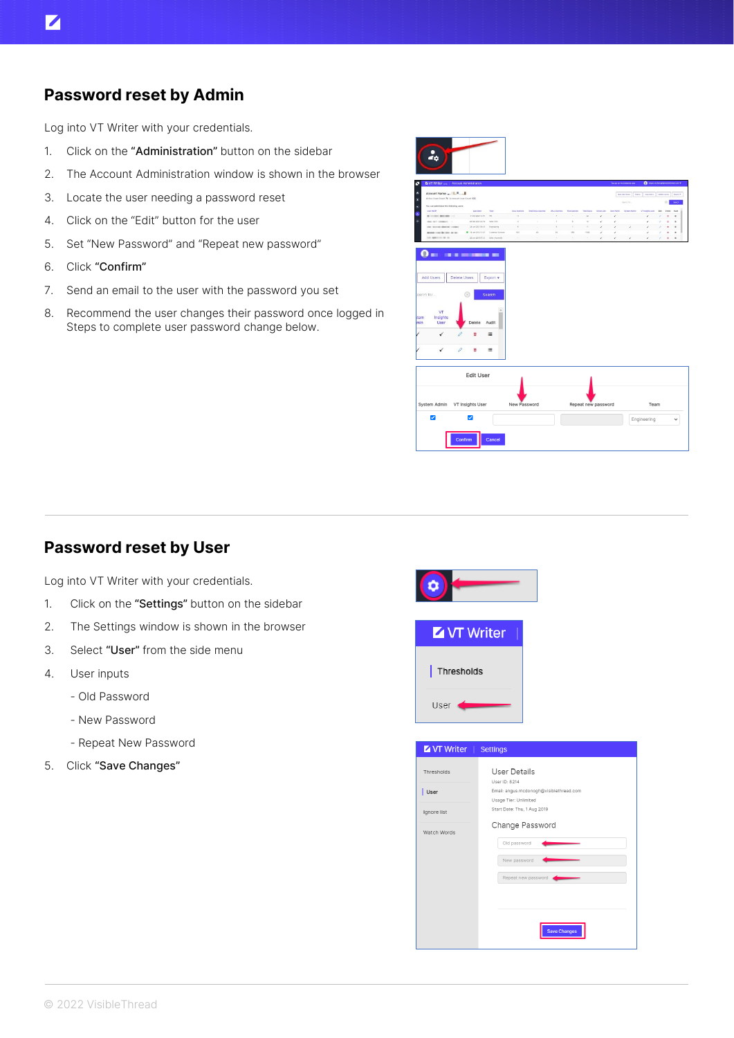## Password reset by Admin

Log into VT Writer with your credentials.

1. Click on the **"Administration"** button on the sidebar
2. The Account Administration window is shown in the browser
3. Locate the user needing a password reset
4. Click on the "Edit" button for the user
5. Set "New Password" and "Repeat new password"
6. Click **"Confirm"**
7. Send an email to the user with the password you set
8. Recommend the user changes their password once logged in Steps to complete user password change below.

## Password reset by User

Log into VT Writer with your credentials.

1. Click on the **"Settings"** button on the sidebar
2. The Settings window is shown in the browser
3. Select **"User"** from the side menu
4. User inputs
   - Old Password
   - New Password
   - Repeat New Password
5. Click **"Save Changes"**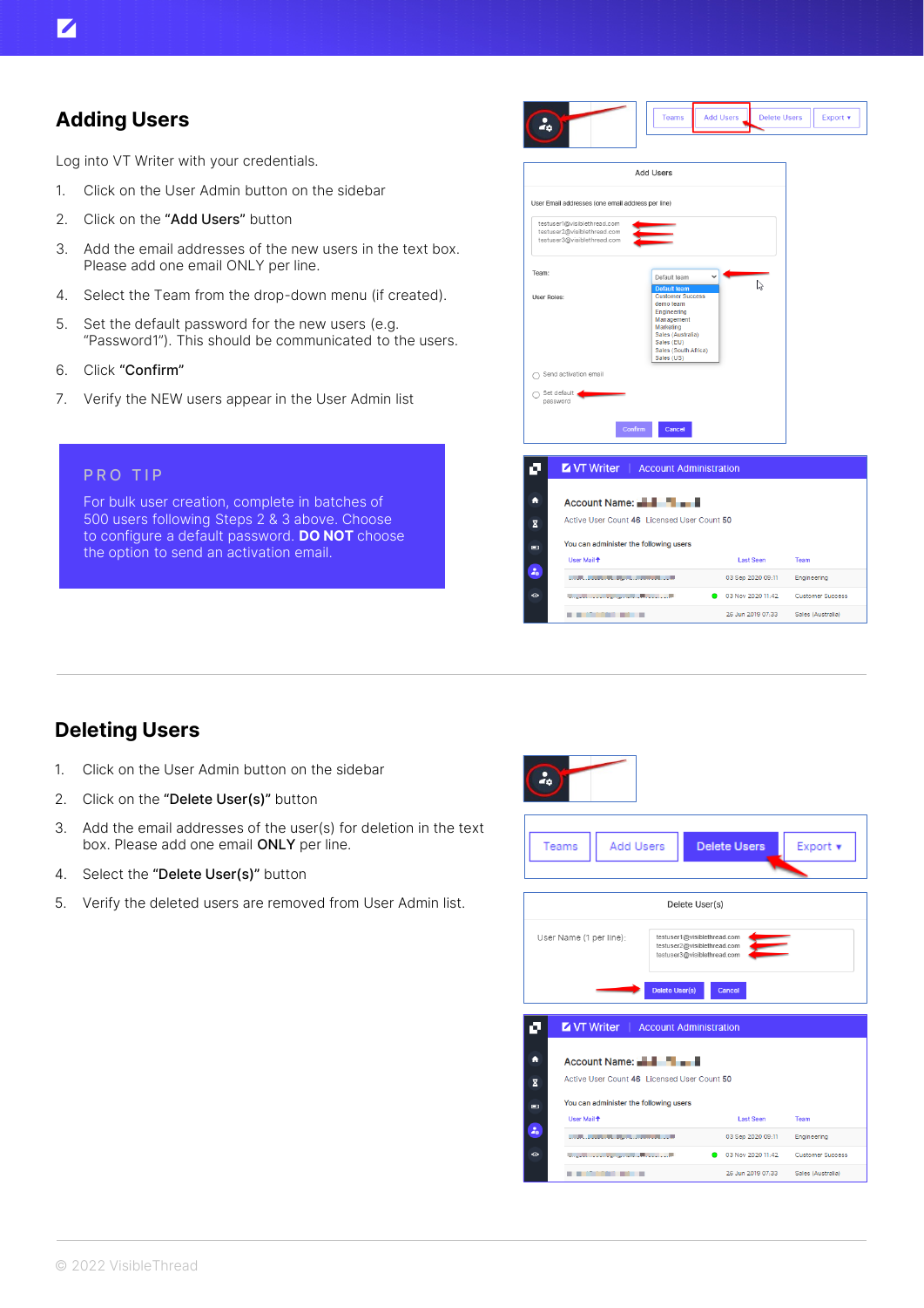## Adding Users

Log into VT Writer with your credentials.

1. Click on the User Admin button on the sidebar
2. Click on the **"Add Users"** button
3. Add the email addresses of the new users in the text box. Please add one email ONLY per line.
4. Select the Team from the drop-down menu (if created).
5. Set the default password for the new users (e.g. "Password1"). This should be communicated to the users.
6. Click **"Confirm"**
7. Verify the NEW users appear in the User Admin list

> PRO TIP
>
> For bulk user creation, complete in batches of 500 users following Steps 2 & 3 above. Choose to configure a default password. **DO NOT** choose the option to send an activation email.

## Deleting Users

1. Click on the User Admin button on the sidebar
2. Click on the **"Delete User(s)"** button
3. Add the email addresses of the user(s) for deletion in the text box. Please add one email **ONLY** per line.
4. Select the **"Delete User(s)"** button
5. Verify the deleted users are removed from User Admin list.

© 2022 VisibleThread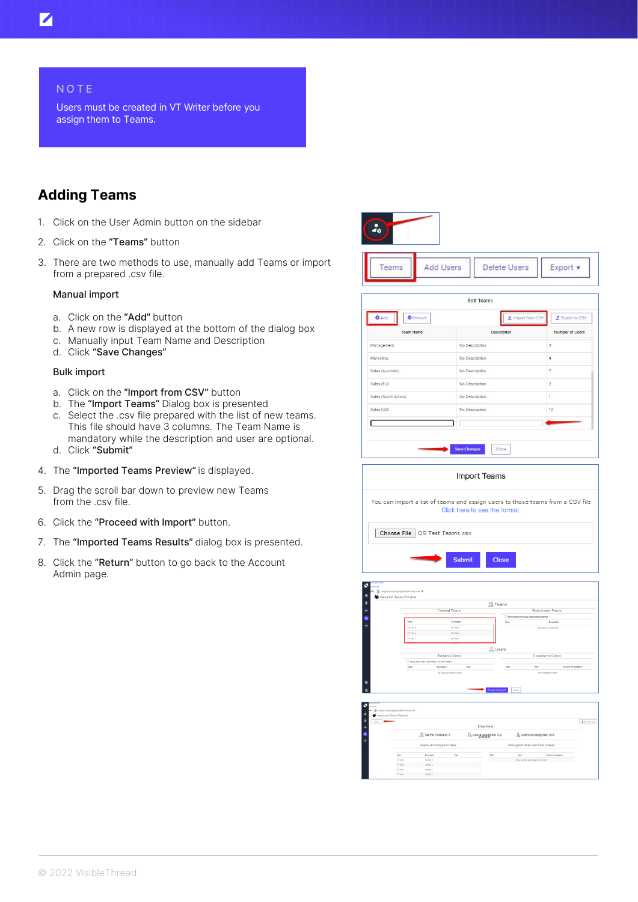NOTE

Users must be created in VT Writer before you assign them to Teams.

## Adding Teams

1. Click on the User Admin button on the sidebar
2. Click on the **“Teams”** button
3. There are two methods to use, manually add Teams or import from a prepared .csv file.

   **Manual import**

   a. Click on the **“Add”** button
   b. A new row is displayed at the bottom of the dialog box
   c. Manually input Team Name and Description
   d. Click **“Save Changes”**

   **Bulk import**

   a. Click on the **“Import from CSV”** button
   b. The **“Import Teams”** Dialog box is presented
   c. Select the .csv file prepared with the list of new teams. This file should have 3 columns. The Team Name is mandatory while the description and user are optional.
   d. Click **“Submit”**

4. The **“Imported Teams Preview”** is displayed.
5. Drag the scroll bar down to preview new Teams from the .csv file.
6. Click the **“Proceed with Import”** button.
7. The **“Imported Teams Results”** dialog box is presented.
8. Click the **“Return”** button to go back to the Account Admin page.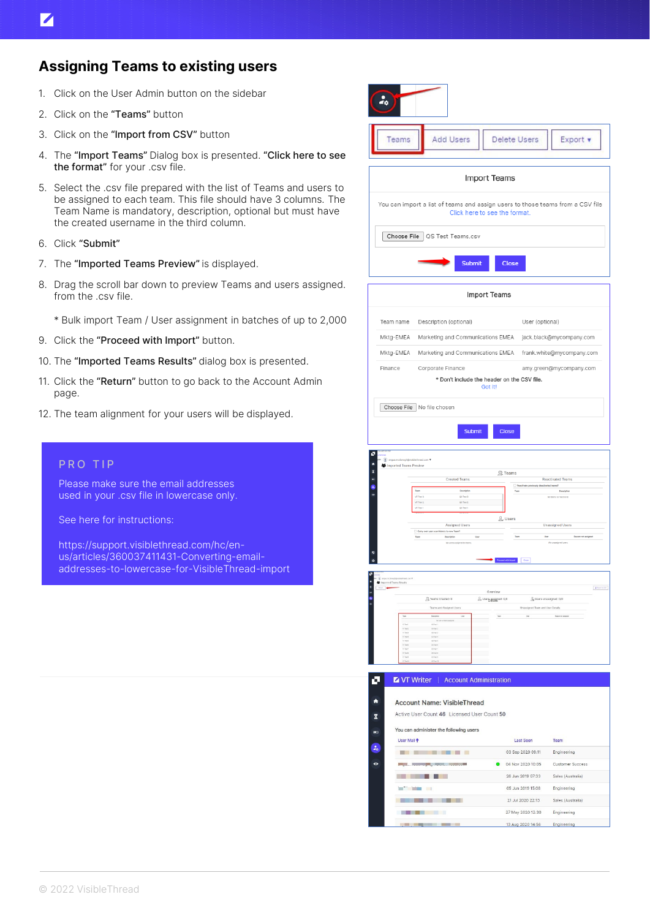## Assigning Teams to existing users

1. Click on the User Admin button on the sidebar
2. Click on the "**Teams**" button
3. Click on the "**Import from CSV**" button
4. The "**Import Teams**" Dialog box is presented. "**Click here to see the format**" for your .csv file.
5. Select the .csv file prepared with the list of Teams and users to be assigned to each team. This file should have 3 columns. The Team Name is mandatory, description, optional but must have the created username in the third column.
6. Click "**Submit**"
7. The "**Imported Teams Preview**" is displayed.
8. Drag the scroll bar down to preview Teams and users assigned. from the .csv file.

   * Bulk import Team / User assignment in batches of up to 2,000
9. Click the "**Proceed with Import**" button.
10. The "**Imported Teams Results**" dialog box is presented.
11. Click the "**Return**" button to go back to the Account Admin page.
12. The team alignment for your users will be displayed.

> PRO TIP
>
> Please make sure the email addresses used in your .csv file in lowercase only.
>
> See here for instructions:
>
> https://support.visiblethread.com/hc/en-us/articles/360037411431-Converting-email-addresses-to-lowercase-for-VisibleThread-import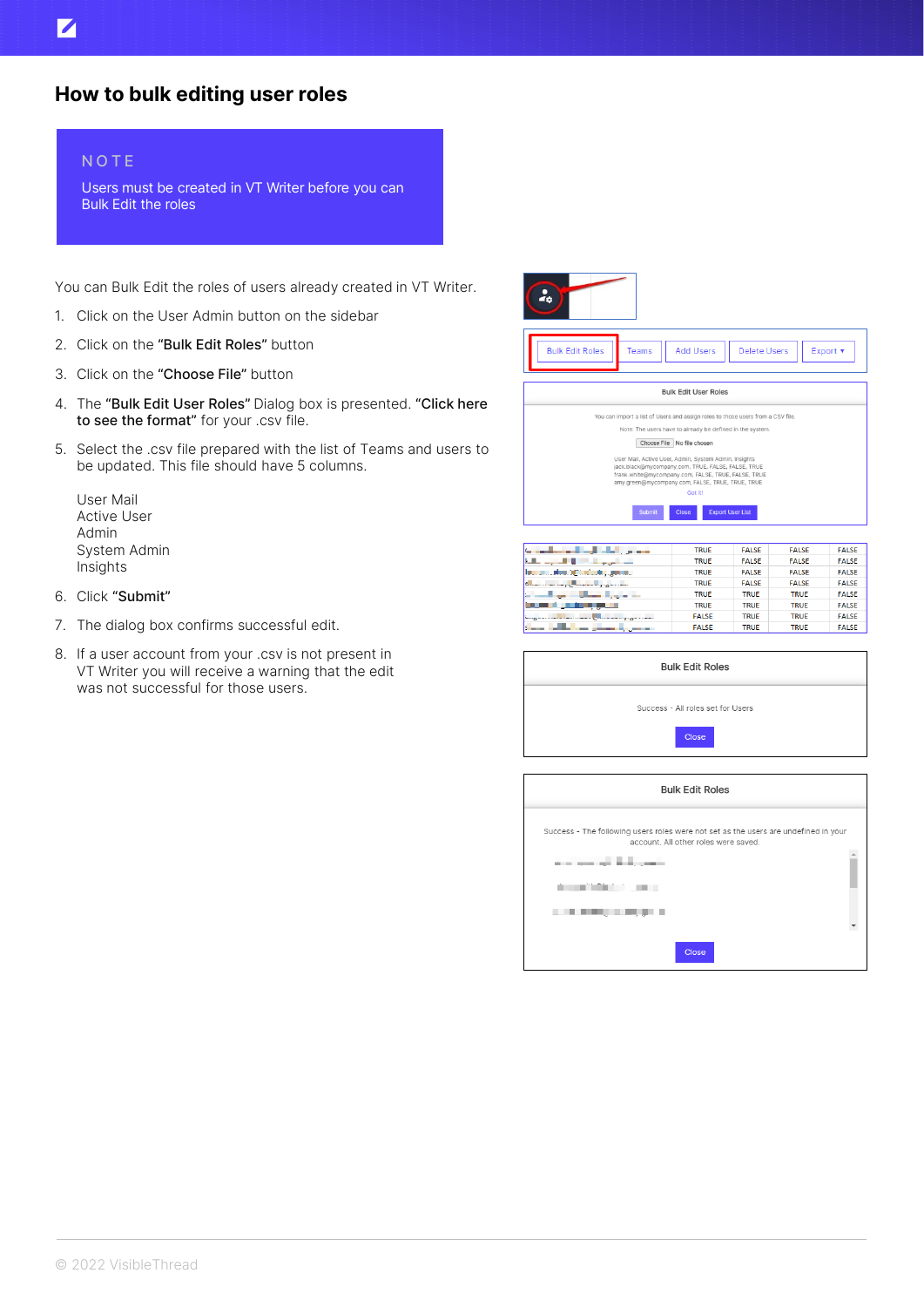# How to bulk editing user roles

> **NOTE**
>
> Users must be created in VT Writer before you can Bulk Edit the roles

You can Bulk Edit the roles of users already created in VT Writer.

1. Click on the User Admin button on the sidebar
2. Click on the **"Bulk Edit Roles"** button
3. Click on the **"Choose File"** button
4. The **"Bulk Edit User Roles"** Dialog box is presented. **"Click here to see the format"** for your .csv file.
5. Select the .csv file prepared with the list of Teams and users to be updated. This file should have 5 columns.

   User Mail
   Active User
   Admin
   System Admin
   Insights

6. Click **"Submit"**
7. The dialog box confirms successful edit.
8. If a user account from your .csv is not present in VT Writer you will receive a warning that the edit was not successful for those users.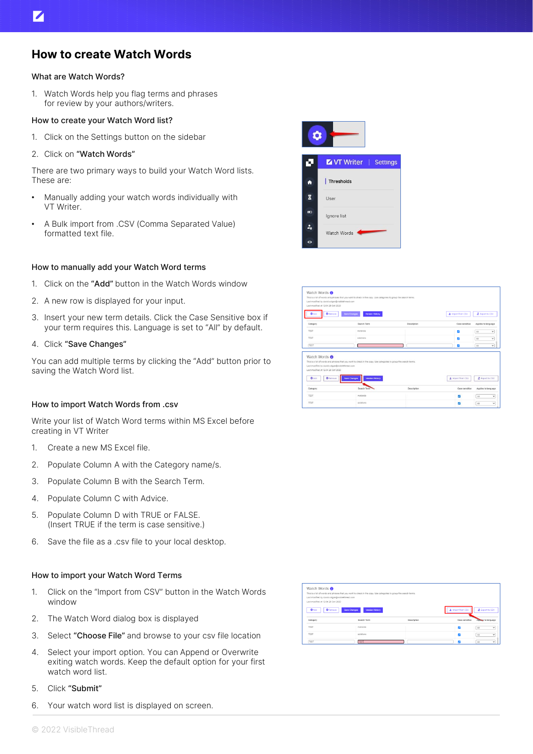# How to create Watch Words

### What are Watch Words?

1. Watch Words help you flag terms and phrases for review by your authors/writers.

### How to create your Watch Word list?

1. Click on the Settings button on the sidebar
2. Click on **"Watch Words"**

There are two primary ways to build your Watch Word lists. These are:

- Manually adding your watch words individually with VT Writer.
- A Bulk import from .CSV (Comma Separated Value) formatted text file.

### How to manually add your Watch Word terms

1. Click on the **"Add"** button in the Watch Words window
2. A new row is displayed for your input.
3. Insert your new term details. Click the Case Sensitive box if your term requires this. Language is set to "All" by default.
4. Click **"Save Changes"**

You can add multiple terms by clicking the "Add" button prior to saving the Watch Word list.

### How to import Watch Words from .csv

Write your list of Watch Word terms within MS Excel before creating in VT Writer

1. Create a new MS Excel file.
2. Populate Column A with the Category name/s.
3. Populate Column B with the Search Term.
4. Populate Column C with Advice.
5. Populate Column D with TRUE or FALSE. (Insert TRUE if the term is case sensitive.)
6. Save the file as a .csv file to your local desktop.

### How to import your Watch Word Terms

1. Click on the "Import from CSV" button in the Watch Words window
2. The Watch Word dialog box is displayed
3. Select **"Choose File"** and browse to your csv file location
4. Select your import option. You can Append or Overwrite exiting watch words. Keep the default option for your first watch word list.
5. Click **"Submit"**
6. Your watch word list is displayed on screen.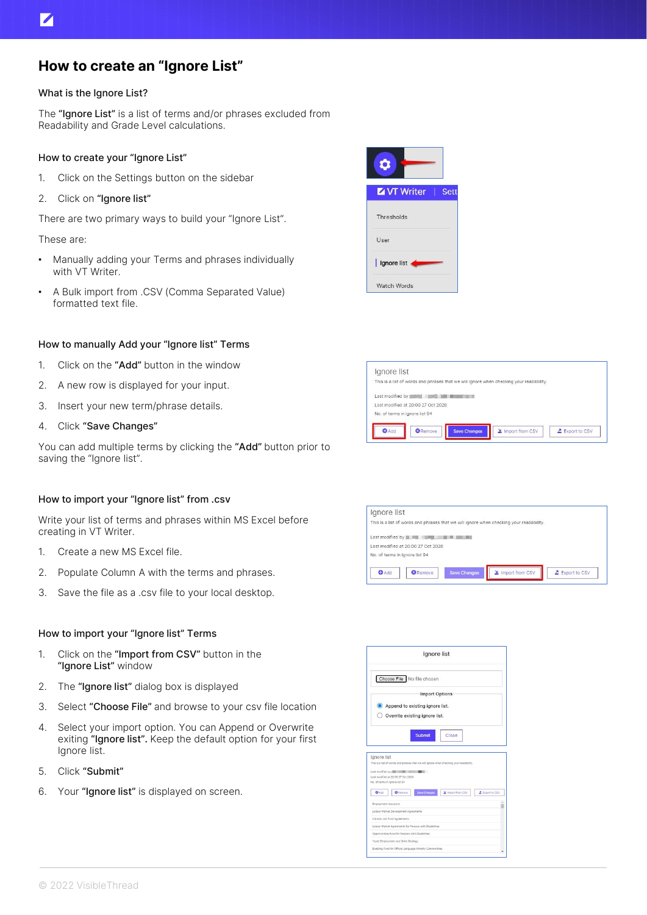# How to create an “Ignore List”

### What is the Ignore List?

The **“Ignore List”** is a list of terms and/or phrases excluded from Readability and Grade Level calculations.

### How to create your “Ignore List”

1. Click on the Settings button on the sidebar
2. Click on **“Ignore list”**

There are two primary ways to build your “Ignore List”.

These are:

- Manually adding your Terms and phrases individually with VT Writer.
- A Bulk import from .CSV (Comma Separated Value) formatted text file.

### How to manually Add your “Ignore list” Terms

1. Click on the **“Add”** button in the window
2. A new row is displayed for your input.
3. Insert your new term/phrase details.
4. Click “Save Changes”

You can add multiple terms by clicking the **“Add”** button prior to saving the “Ignore list”.

### How to import your “Ignore list” from .csv

Write your list of terms and phrases within MS Excel before creating in VT Writer.

1. Create a new MS Excel file.
2. Populate Column A with the terms and phrases.
3. Save the file as a .csv file to your local desktop.

### How to import your “Ignore list” Terms

1. Click on the **“Import from CSV”** button in the **“Ignore List”** window
2. The **“Ignore list”** dialog box is displayed
3. Select **“Choose File”** and browse to your csv file location
4. Select your import option. You can Append or Overwrite exiting **“Ignore list”.** Keep the default option for your first Ignore list.
5. Click **“Submit”**
6. Your **“Ignore list”** is displayed on screen.